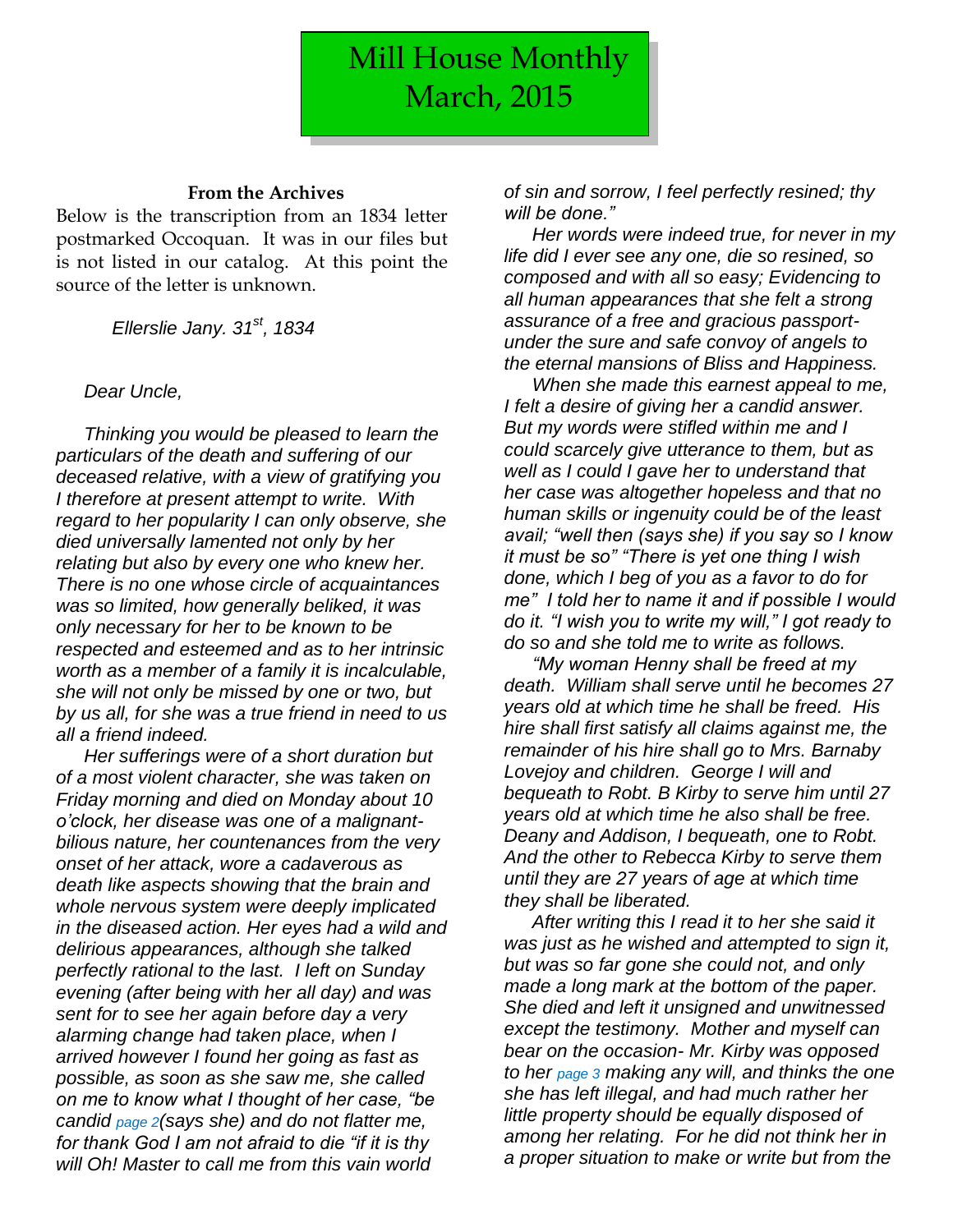# Mill House Monthly
# March, 2015

### From the Archives

Below is the transcription from an 1834 letter postmarked Occoquan. It was in our files but is not listed in our catalog. At this point the source of the letter is unknown.

*Ellerslie Jany. 31st, 1834*

*Dear Uncle,*

*Thinking you would be pleased to learn the particulars of the death and suffering of our deceased relative, with a view of gratifying you I therefore at present attempt to write. With regard to her popularity I can only observe, she died universally lamented not only by her relating but also by every one who knew her. There is no one whose circle of acquaintances was so limited, how generally beliked, it was only necessary for her to be known to be respected and esteemed and as to her intrinsic worth as a member of a family it is incalculable, she will not only be missed by one or two, but by us all, for she was a true friend in need to us all a friend indeed.*

*Her sufferings were of a short duration but of a most violent character, she was taken on Friday morning and died on Monday about 10 o'clock, her disease was one of a malignant-bilious nature, her countenances from the very onset of her attack, wore a cadaverous as death like aspects showing that the brain and whole nervous system were deeply implicated in the diseased action. Her eyes had a wild and delirious appearances, although she talked perfectly rational to the last. I left on Sunday evening (after being with her all day) and was sent for to see her again before day a very alarming change had taken place, when I arrived however I found her going as fast as possible, as soon as she saw me, she called on me to know what I thought of her case, "be candid* page 2*(says she) and do not flatter me, for thank God I am not afraid to die "if it is thy will Oh! Master to call me from this vain world of sin and sorrow, I feel perfectly resined; thy will be done."*

*Her words were indeed true, for never in my life did I ever see any one, die so resined, so composed and with all so easy; Evidencing to all human appearances that she felt a strong assurance of a free and gracious passport- under the sure and safe convoy of angels to the eternal mansions of Bliss and Happiness.*

*When she made this earnest appeal to me, I felt a desire of giving her a candid answer. But my words were stifled within me and I could scarcely give utterance to them, but as well as I could I gave her to understand that her case was altogether hopeless and that no human skills or ingenuity could be of the least avail; "well then (says she) if you say so I know it must be so" "There is yet one thing I wish done, which I beg of you as a favor to do for me" I told her to name it and if possible I would do it. "I wish you to write my will," I got ready to do so and she told me to write as follows.*

*"My woman Henny shall be freed at my death. William shall serve until he becomes 27 years old at which time he shall be freed. His hire shall first satisfy all claims against me, the remainder of his hire shall go to Mrs. Barnaby Lovejoy and children. George I will and bequeath to Robt. B Kirby to serve him until 27 years old at which time he also shall be free. Deany and Addison, I bequeath, one to Robt. And the other to Rebecca Kirby to serve them until they are 27 years of age at which time they shall be liberated.*

*After writing this I read it to her she said it was just as he wished and attempted to sign it, but was so far gone she could not, and only made a long mark at the bottom of the paper. She died and left it unsigned and unwitnessed except the testimony. Mother and myself can bear on the occasion- Mr. Kirby was opposed to her* page 3 *making any will, and thinks the one she has left illegal, and had much rather her little property should be equally disposed of among her relating. For he did not think her in a proper situation to make or write but from the*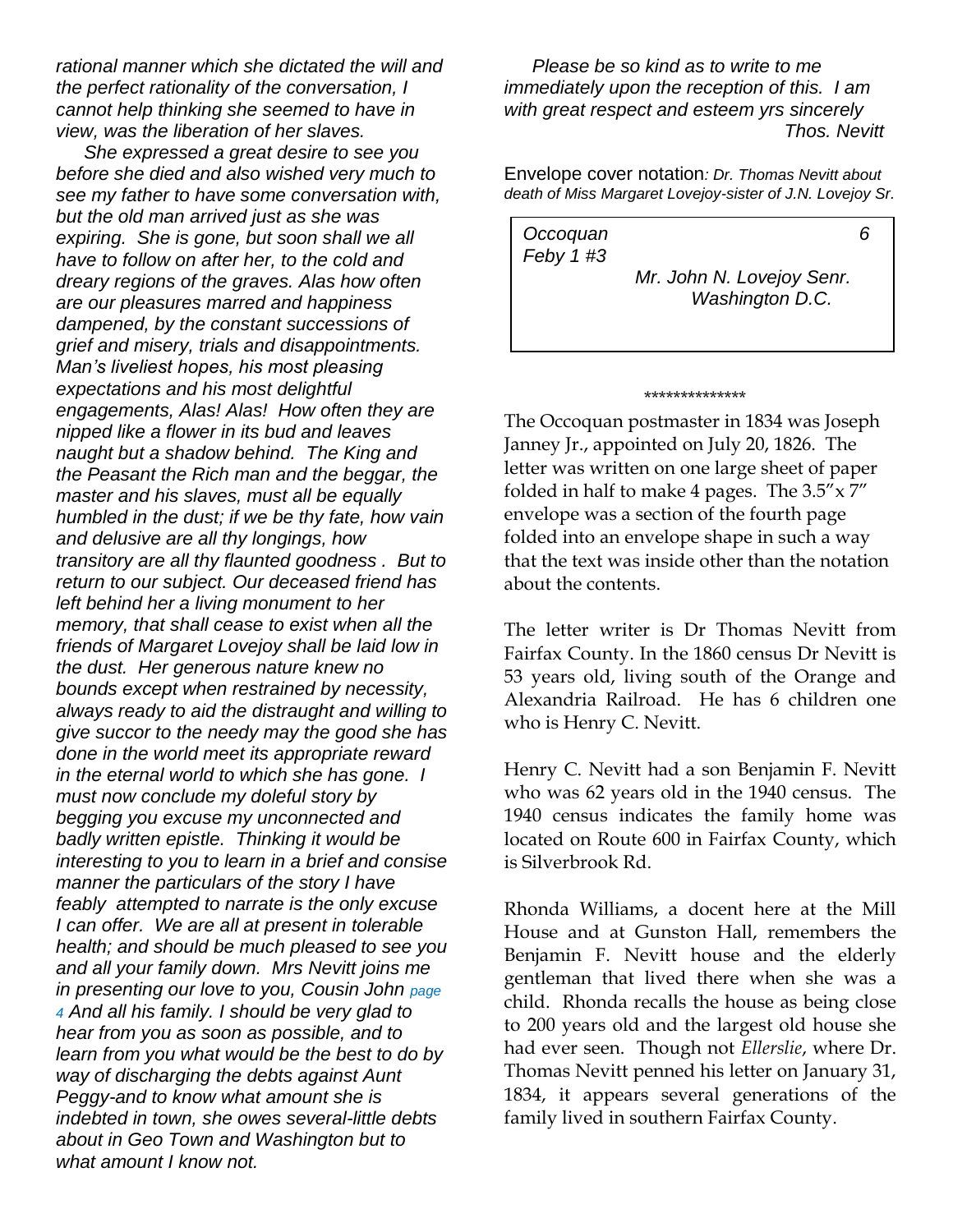*rational manner which she dictated the will and the perfect rationality of the conversation, I cannot help thinking she seemed to have in view, was the liberation of her slaves.*

*She expressed a great desire to see you before she died and also wished very much to see my father to have some conversation with, but the old man arrived just as she was expiring. She is gone, but soon shall we all have to follow on after her, to the cold and dreary regions of the graves. Alas how often are our pleasures marred and happiness dampened, by the constant successions of grief and misery, trials and disappointments. Man's liveliest hopes, his most pleasing expectations and his most delightful engagements, Alas! Alas! How often they are nipped like a flower in its bud and leaves naught but a shadow behind. The King and the Peasant the Rich man and the beggar, the master and his slaves, must all be equally humbled in the dust; if we be thy fate, how vain and delusive are all thy longings, how transitory are all thy flaunted goodness . But to return to our subject. Our deceased friend has left behind her a living monument to her memory, that shall cease to exist when all the friends of Margaret Lovejoy shall be laid low in the dust. Her generous nature knew no bounds except when restrained by necessity, always ready to aid the distraught and willing to give succor to the needy may the good she has done in the world meet its appropriate reward in the eternal world to which she has gone. I must now conclude my doleful story by begging you excuse my unconnected and badly written epistle. Thinking it would be interesting to you to learn in a brief and consise manner the particulars of the story I have feably attempted to narrate is the only excuse I can offer. We are all at present in tolerable health; and should be much pleased to see you and all your family down. Mrs Nevitt joins me in presenting our love to you, Cousin John* page 4 *And all his family. I should be very glad to hear from you as soon as possible, and to learn from you what would be the best to do by way of discharging the debts against Aunt Peggy-and to know what amount she is indebted in town, she owes several-little debts about in Geo Town and Washington but to what amount I know not.*

*Please be so kind as to write to me immediately upon the reception of this. I am with great respect and esteem yrs sincerely*
*Thos. Nevitt*

Envelope cover notation*: Dr. Thomas Nevitt about death of Miss Margaret Lovejoy-sister of J.N. Lovejoy Sr.*

> *Occoquan* *6*
> *Feby 1 #3*
> *Mr. John N. Lovejoy Senr.*
> *Washington D.C.*

\*\*\*\*\*\*\*\*\*\*\*\*\*\*

The Occoquan postmaster in 1834 was Joseph Janney Jr., appointed on July 20, 1826. The letter was written on one large sheet of paper folded in half to make 4 pages. The 3.5"x 7" envelope was a section of the fourth page folded into an envelope shape in such a way that the text was inside other than the notation about the contents.

The letter writer is Dr Thomas Nevitt from Fairfax County. In the 1860 census Dr Nevitt is 53 years old, living south of the Orange and Alexandria Railroad. He has 6 children one who is Henry C. Nevitt.

Henry C. Nevitt had a son Benjamin F. Nevitt who was 62 years old in the 1940 census. The 1940 census indicates the family home was located on Route 600 in Fairfax County, which is Silverbrook Rd.

Rhonda Williams, a docent here at the Mill House and at Gunston Hall, remembers the Benjamin F. Nevitt house and the elderly gentleman that lived there when she was a child. Rhonda recalls the house as being close to 200 years old and the largest old house she had ever seen. Though not *Ellerslie*, where Dr. Thomas Nevitt penned his letter on January 31, 1834, it appears several generations of the family lived in southern Fairfax County.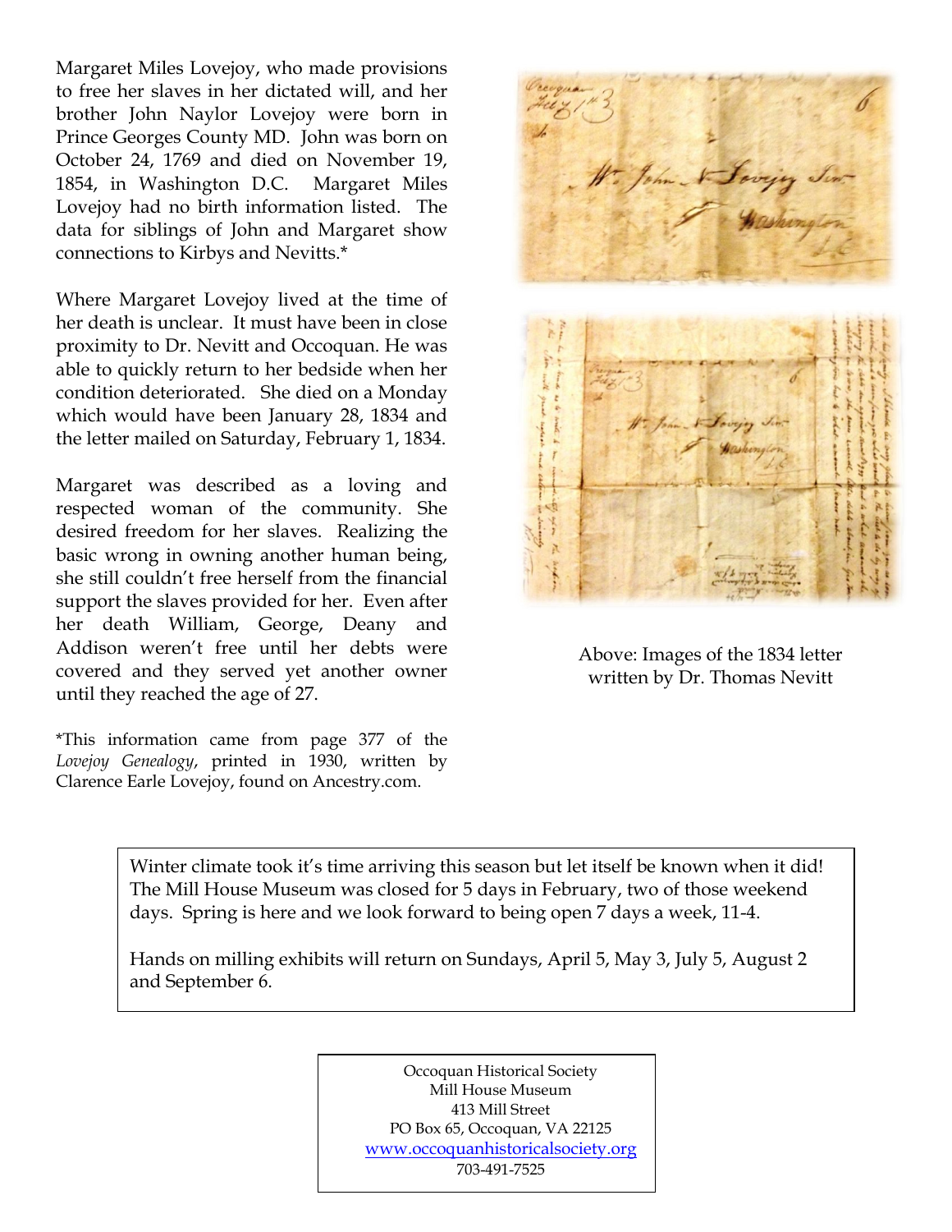Margaret Miles Lovejoy, who made provisions to free her slaves in her dictated will, and her brother John Naylor Lovejoy were born in Prince Georges County MD. John was born on October 24, 1769 and died on November 19, 1854, in Washington D.C. Margaret Miles Lovejoy had no birth information listed. The data for siblings of John and Margaret show connections to Kirbys and Nevitts.*

Where Margaret Lovejoy lived at the time of her death is unclear. It must have been in close proximity to Dr. Nevitt and Occoquan. He was able to quickly return to her bedside when her condition deteriorated. She died on a Monday which would have been January 28, 1834 and the letter mailed on Saturday, February 1, 1834.

Margaret was described as a loving and respected woman of the community. She desired freedom for her slaves. Realizing the basic wrong in owning another human being, she still couldn't free herself from the financial support the slaves provided for her. Even after her death William, George, Deany and Addison weren't free until her debts were covered and they served yet another owner until they reached the age of 27.

*This information came from page 377 of the *Lovejoy Genealogy*, printed in 1930, written by Clarence Earle Lovejoy, found on Ancestry.com.

Above: Images of the 1834 letter written by Dr. Thomas Nevitt

Winter climate took it's time arriving this season but let itself be known when it did! The Mill House Museum was closed for 5 days in February, two of those weekend days. Spring is here and we look forward to being open 7 days a week, 11-4.

Hands on milling exhibits will return on Sundays, April 5, May 3, July 5, August 2 and September 6.

Occoquan Historical Society
Mill House Museum
413 Mill Street
PO Box 65, Occoquan, VA 22125
www.occoquanhistoricalsociety.org
703-491-7525